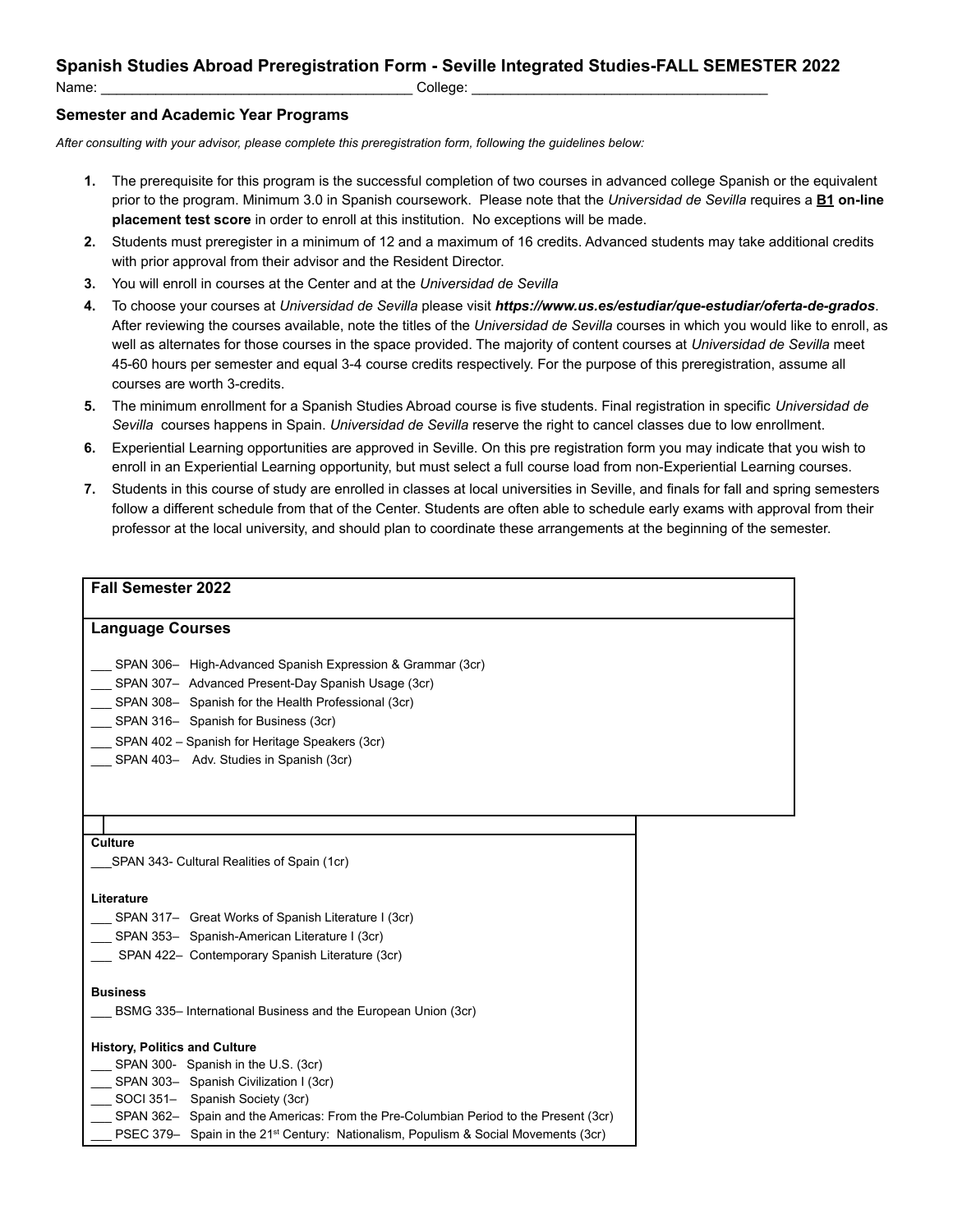## Spanish Studies Abroad Preregistration Form - Seville Integrated Studies-FALL SEMESTER 2022

Name: ________________________________________ College: ______________________________________

### Semester and Academic Year Programs

*After consulting with your advisor, please complete this preregistration form, following the guidelines below:*

1. The prerequisite for this program is the successful completion of two courses in advanced college Spanish or the equivalent prior to the program. Minimum 3.0 in Spanish coursework. Please note that the *Universidad de Sevilla* requires a **B1 on-line placement test score** in order to enroll at this institution. No exceptions will be made.
2. Students must preregister in a minimum of 12 and a maximum of 16 credits. Advanced students may take additional credits with prior approval from their advisor and the Resident Director.
3. You will enroll in courses at the Center and at the *Universidad de Sevilla*
4. To choose your courses at *Universidad de Sevilla* please visit ***https://www.us.es/estudiar/que-estudiar/oferta-de-grados***. After reviewing the courses available, note the titles of the *Universidad de Sevilla* courses in which you would like to enroll, as well as alternates for those courses in the space provided. The majority of content courses at *Universidad de Sevilla* meet 45-60 hours per semester and equal 3-4 course credits respectively. For the purpose of this preregistration, assume all courses are worth 3-credits.
5. The minimum enrollment for a Spanish Studies Abroad course is five students. Final registration in specific *Universidad de Sevilla* courses happens in Spain. *Universidad de Sevilla* reserve the right to cancel classes due to low enrollment.
6. Experiential Learning opportunities are approved in Seville. On this pre registration form you may indicate that you wish to enroll in an Experiential Learning opportunity, but must select a full course load from non-Experiential Learning courses.
7. Students in this course of study are enrolled in classes at local universities in Seville, and finals for fall and spring semesters follow a different schedule from that of the Center. Students are often able to schedule early exams with approval from their professor at the local university, and should plan to coordinate these arrangements at the beginning of the semester.

### Fall Semester 2022

#### Language Courses

___ SPAN 306– High-Advanced Spanish Expression & Grammar (3cr)
___ SPAN 307– Advanced Present-Day Spanish Usage (3cr)
___ SPAN 308– Spanish for the Health Professional (3cr)
___ SPAN 316– Spanish for Business (3cr)
___ SPAN 402 – Spanish for Heritage Speakers (3cr)
___ SPAN 403– Adv. Studies in Spanish (3cr)

**Culture**

___SPAN 343- Cultural Realities of Spain (1cr)

**Literature**

___ SPAN 317– Great Works of Spanish Literature I (3cr)
___ SPAN 353– Spanish-American Literature I (3cr)
___ SPAN 422– Contemporary Spanish Literature (3cr)

**Business**

___ BSMG 335– International Business and the European Union (3cr)

**History, Politics and Culture**

___ SPAN 300- Spanish in the U.S. (3cr)
___ SPAN 303– Spanish Civilization I (3cr)
___ SOCI 351– Spanish Society (3cr)
___ SPAN 362– Spain and the Americas: From the Pre-Columbian Period to the Present (3cr)
___ PSEC 379– Spain in the 21st Century: Nationalism, Populism & Social Movements (3cr)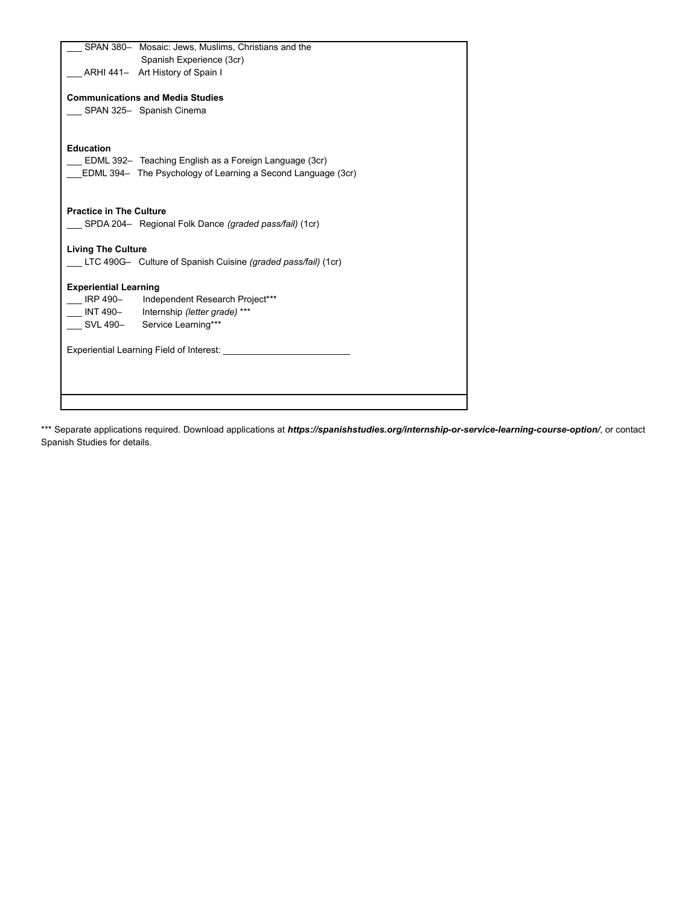___ SPAN 380– Mosaic: Jews, Muslims, Christians and the Spanish Experience (3cr)
___ ARHI 441– Art History of Spain I

**Communications and Media Studies**

___ SPAN 325– Spanish Cinema

**Education**

___ EDML 392– Teaching English as a Foreign Language (3cr)
___EDML 394– The Psychology of Learning a Second Language (3cr)

**Practice in The Culture**

___ SPDA 204– Regional Folk Dance *(graded pass/fail)* (1cr)

**Living The Culture**

___ LTC 490G– Culture of Spanish Cuisine *(graded pass/fail)* (1cr)

**Experiential Learning**

___ IRP 490– Independent Research Project***
___ INT 490– Internship *(letter grade)* ***
___ SVL 490– Service Learning***

Experiential Learning Field of Interest: _________________________

*** Separate applications required. Download applications at ***https://spanishstudies.org/internship-or-service-learning-course-option/***, or contact Spanish Studies for details.